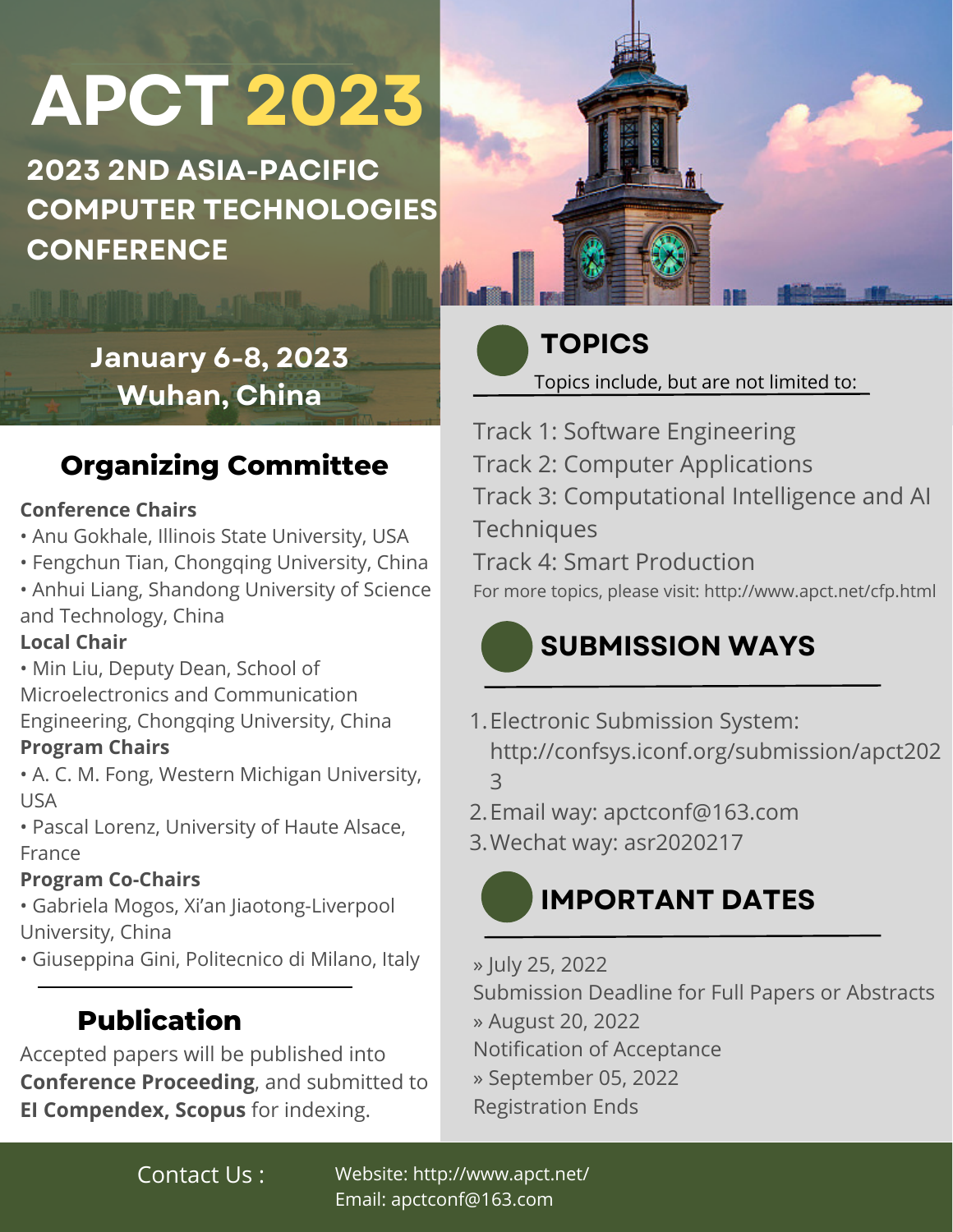# APCT 2023

## 2023 2ND ASIA-PACIFIC COMPUTER TECHNOLOGIES CONFERENCE

**January 6-8, 2023**
**Wuhan, China**

## Organizing Committee

**Conference Chairs**

- Anu Gokhale, Illinois State University, USA
- Fengchun Tian, Chongqing University, China
- Anhui Liang, Shandong University of Science and Technology, China

**Local Chair**

- Min Liu, Deputy Dean, School of Microelectronics and Communication Engineering, Chongqing University, China

**Program Chairs**

- A. C. M. Fong, Western Michigan University, USA
- Pascal Lorenz, University of Haute Alsace, France

**Program Co-Chairs**

- Gabriela Mogos, Xi'an Jiaotong-Liverpool University, China
- Giuseppina Gini, Politecnico di Milano, Italy

## Publication

Accepted papers will be published into **Conference Proceeding**, and submitted to **EI Compendex, Scopus** for indexing.

## TOPICS

Topics include, but are not limited to:

Track 1: Software Engineering
Track 2: Computer Applications
Track 3: Computational Intelligence and AI Techniques
Track 4: Smart Production

For more topics, please visit: http://www.apct.net/cfp.html

## SUBMISSION WAYS

1. Electronic Submission System: http://confsys.iconf.org/submission/apct2023
2. Email way: apctconf@163.com
3. Wechat way: asr2020217

## IMPORTANT DATES

» July 25, 2022
Submission Deadline for Full Papers or Abstracts

» August 20, 2022
Notification of Acceptance

» September 05, 2022
Registration Ends

Contact Us :
Website: http://www.apct.net/
Email: apctconf@163.com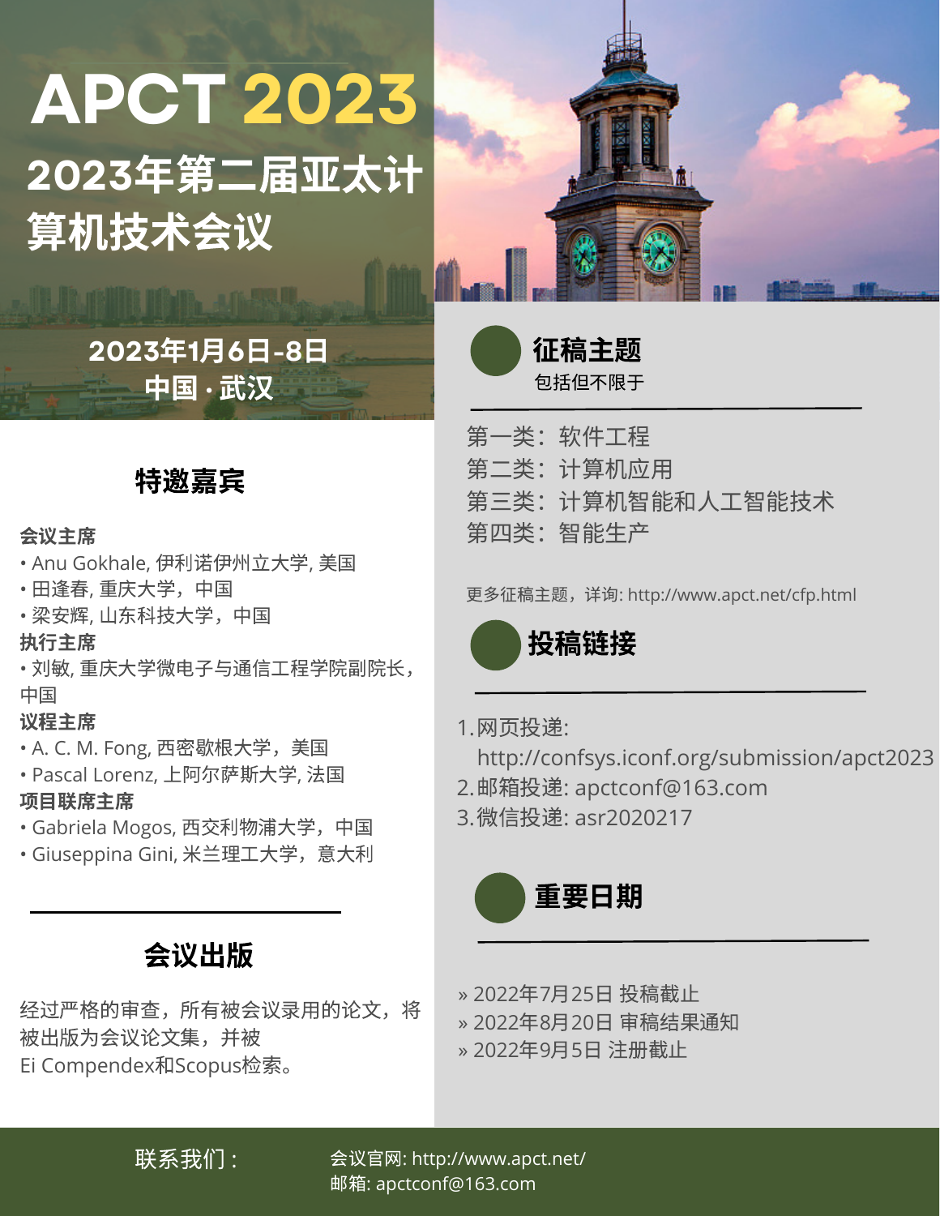# APCT 2023

## 2023年第二届亚太计算机技术会议

**2023年1月6日-8日**
**中国 · 武汉**

## 特邀嘉宾

**会议主席**

- Anu Gokhale, 伊利诺伊州立大学, 美国
- 田逢春, 重庆大学，中国
- 梁安辉, 山东科技大学，中国

**执行主席**

- 刘敏, 重庆大学微电子与通信工程学院副院长，中国

**议程主席**

- A. C. M. Fong, 西密歇根大学，美国
- Pascal Lorenz, 上阿尔萨斯大学, 法国

**项目联席主席**

- Gabriela Mogos, 西交利物浦大学，中国
- Giuseppina Gini, 米兰理工大学，意大利

## 会议出版

经过严格的审查，所有被会议录用的论文，将被出版为会议论文集，并被Ei Compendex和Scopus检索。

## 征稿主题

包括但不限于

第一类：软件工程
第二类：计算机应用
第三类：计算机智能和人工智能技术
第四类：智能生产

更多征稿主题，详询: http://www.apct.net/cfp.html

## 投稿链接

1. 网页投递: http://confsys.iconf.org/submission/apct2023
2. 邮箱投递: apctconf@163.com
3. 微信投递: asr2020217

## 重要日期

» 2022年7月25日 投稿截止
» 2022年8月20日 审稿结果通知
» 2022年9月5日 注册截止

联系我们：

会议官网: http://www.apct.net/
邮箱: apctconf@163.com